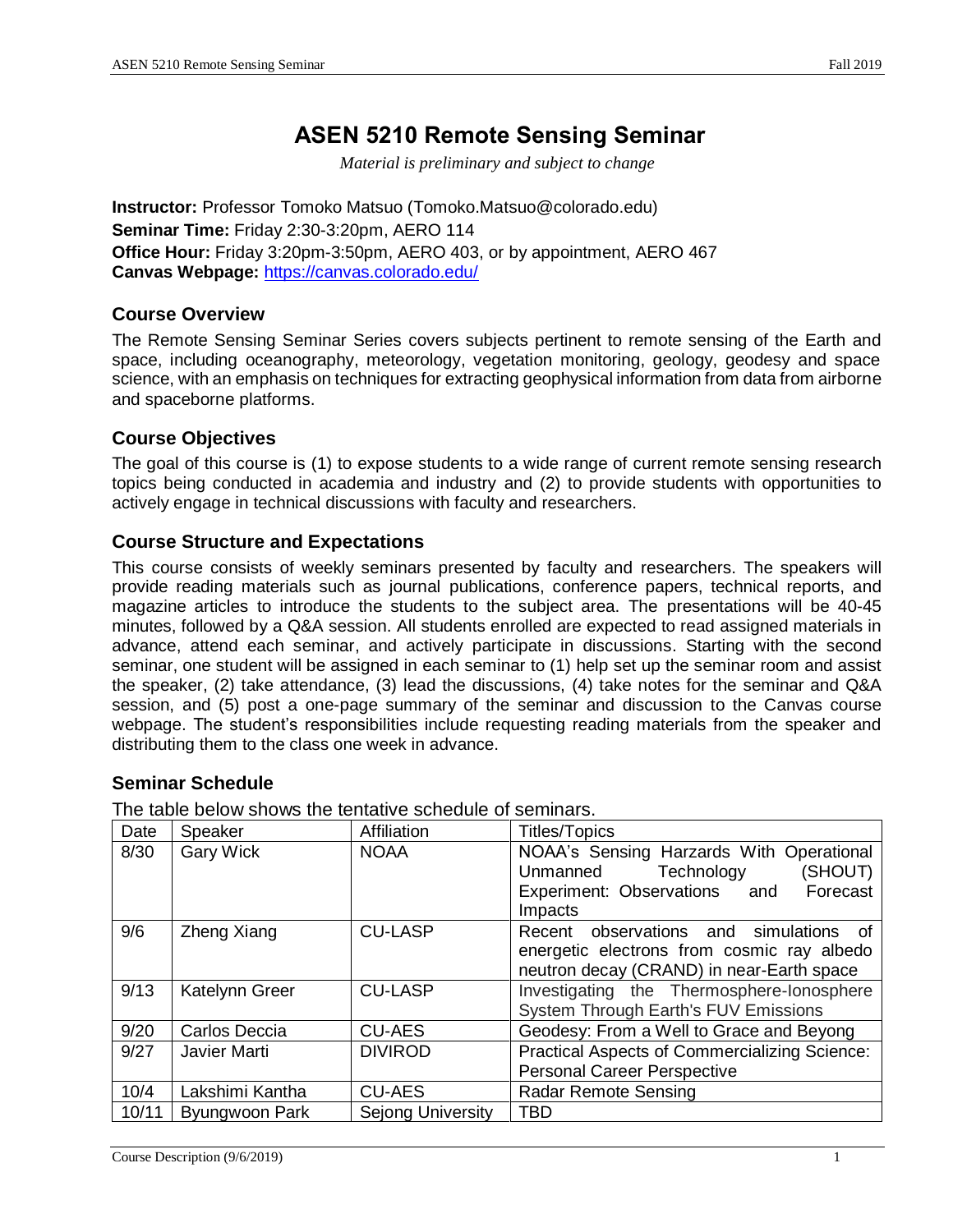# ASEN 5210 Remote Sensing Seminar

*Material is preliminary and subject to change*

**Instructor:** Professor Tomoko Matsuo (Tomoko.Matsuo@colorado.edu)
**Seminar Time:** Friday 2:30-3:20pm, AERO 114
**Office Hour:** Friday 3:20pm-3:50pm, AERO 403, or by appointment, AERO 467
**Canvas Webpage:** https://canvas.colorado.edu/

## Course Overview

The Remote Sensing Seminar Series covers subjects pertinent to remote sensing of the Earth and space, including oceanography, meteorology, vegetation monitoring, geology, geodesy and space science, with an emphasis on techniques for extracting geophysical information from data from airborne and spaceborne platforms.

## Course Objectives

The goal of this course is (1) to expose students to a wide range of current remote sensing research topics being conducted in academia and industry and (2) to provide students with opportunities to actively engage in technical discussions with faculty and researchers.

## Course Structure and Expectations

This course consists of weekly seminars presented by faculty and researchers. The speakers will provide reading materials such as journal publications, conference papers, technical reports, and magazine articles to introduce the students to the subject area. The presentations will be 40-45 minutes, followed by a Q&A session. All students enrolled are expected to read assigned materials in advance, attend each seminar, and actively participate in discussions. Starting with the second seminar, one student will be assigned in each seminar to (1) help set up the seminar room and assist the speaker, (2) take attendance, (3) lead the discussions, (4) take notes for the seminar and Q&A session, and (5) post a one-page summary of the seminar and discussion to the Canvas course webpage. The student's responsibilities include requesting reading materials from the speaker and distributing them to the class one week in advance.

## Seminar Schedule

The table below shows the tentative schedule of seminars.

| Date | Speaker | Affiliation | Titles/Topics |
|---|---|---|---|
| 8/30 | Gary Wick | NOAA | NOAA's Sensing Harzards With Operational Unmanned Technology (SHOUT) Experiment: Observations and Forecast Impacts |
| 9/6 | Zheng Xiang | CU-LASP | Recent observations and simulations of energetic electrons from cosmic ray albedo neutron decay (CRAND) in near-Earth space |
| 9/13 | Katelynn Greer | CU-LASP | Investigating the Thermosphere-Ionosphere System Through Earth's FUV Emissions |
| 9/20 | Carlos Deccia | CU-AES | Geodesy: From a Well to Grace and Beyong |
| 9/27 | Javier Marti | DIVIROD | Practical Aspects of Commercializing Science: Personal Career Perspective |
| 10/4 | Lakshimi Kantha | CU-AES | Radar Remote Sensing |
| 10/11 | Byungwoon Park | Sejong University | TBD |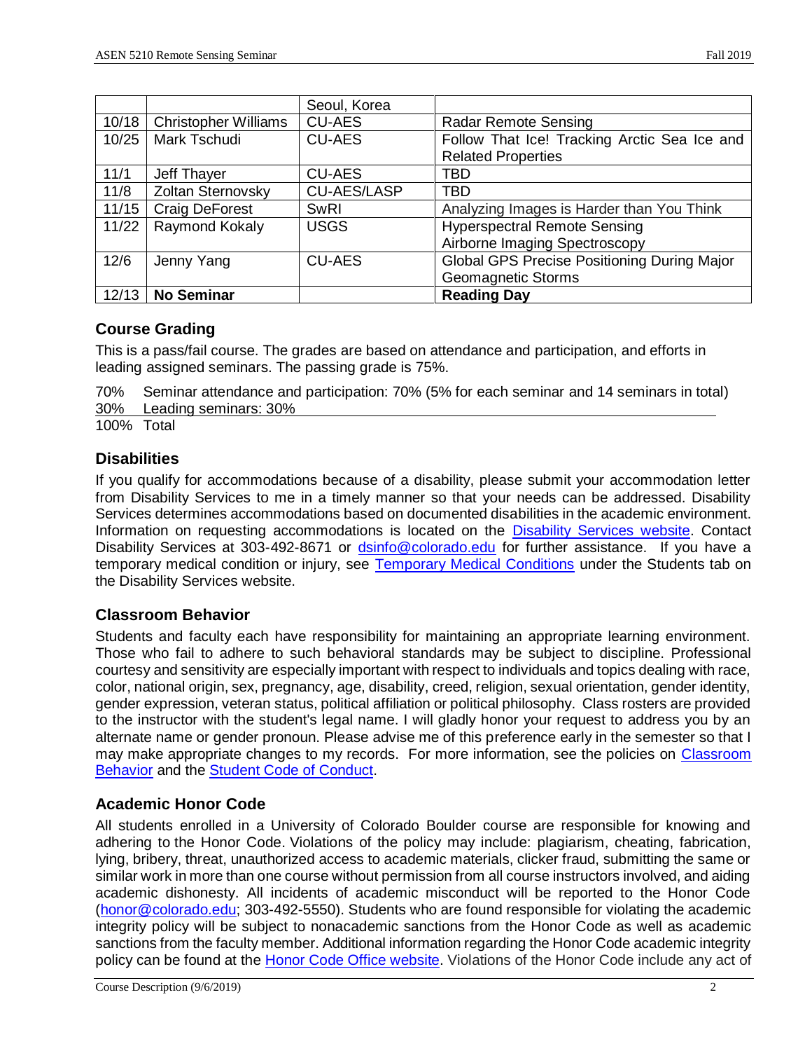| | | Seoul, Korea | |
|---|---|---|---|
| 10/18 | Christopher Williams | CU-AES | Radar Remote Sensing |
| 10/25 | Mark Tschudi | CU-AES | Follow That Ice! Tracking Arctic Sea Ice and Related Properties |
| 11/1 | Jeff Thayer | CU-AES | TBD |
| 11/8 | Zoltan Sternovsky | CU-AES/LASP | TBD |
| 11/15 | Craig DeForest | SwRI | Analyzing Images is Harder than You Think |
| 11/22 | Raymond Kokaly | USGS | Hyperspectral Remote Sensing Airborne Imaging Spectroscopy |
| 12/6 | Jenny Yang | CU-AES | Global GPS Precise Positioning During Major Geomagnetic Storms |
| 12/13 | **No Seminar** | | **Reading Day** |

## Course Grading

This is a pass/fail course. The grades are based on attendance and participation, and efforts in leading assigned seminars. The passing grade is 75%.

70% Seminar attendance and participation: 70% (5% for each seminar and 14 seminars in total)
30% Leading seminars: 30%
100% Total

## Disabilities

If you qualify for accommodations because of a disability, please submit your accommodation letter from Disability Services to me in a timely manner so that your needs can be addressed. Disability Services determines accommodations based on documented disabilities in the academic environment. Information on requesting accommodations is located on the Disability Services website. Contact Disability Services at 303-492-8671 or dsinfo@colorado.edu for further assistance. If you have a temporary medical condition or injury, see Temporary Medical Conditions under the Students tab on the Disability Services website.

## Classroom Behavior

Students and faculty each have responsibility for maintaining an appropriate learning environment. Those who fail to adhere to such behavioral standards may be subject to discipline. Professional courtesy and sensitivity are especially important with respect to individuals and topics dealing with race, color, national origin, sex, pregnancy, age, disability, creed, religion, sexual orientation, gender identity, gender expression, veteran status, political affiliation or political philosophy. Class rosters are provided to the instructor with the student's legal name. I will gladly honor your request to address you by an alternate name or gender pronoun. Please advise me of this preference early in the semester so that I may make appropriate changes to my records. For more information, see the policies on Classroom Behavior and the Student Code of Conduct.

## Academic Honor Code

All students enrolled in a University of Colorado Boulder course are responsible for knowing and adhering to the Honor Code. Violations of the policy may include: plagiarism, cheating, fabrication, lying, bribery, threat, unauthorized access to academic materials, clicker fraud, submitting the same or similar work in more than one course without permission from all course instructors involved, and aiding academic dishonesty. All incidents of academic misconduct will be reported to the Honor Code (honor@colorado.edu; 303-492-5550). Students who are found responsible for violating the academic integrity policy will be subject to nonacademic sanctions from the Honor Code as well as academic sanctions from the faculty member. Additional information regarding the Honor Code academic integrity policy can be found at the Honor Code Office website. Violations of the Honor Code include any act of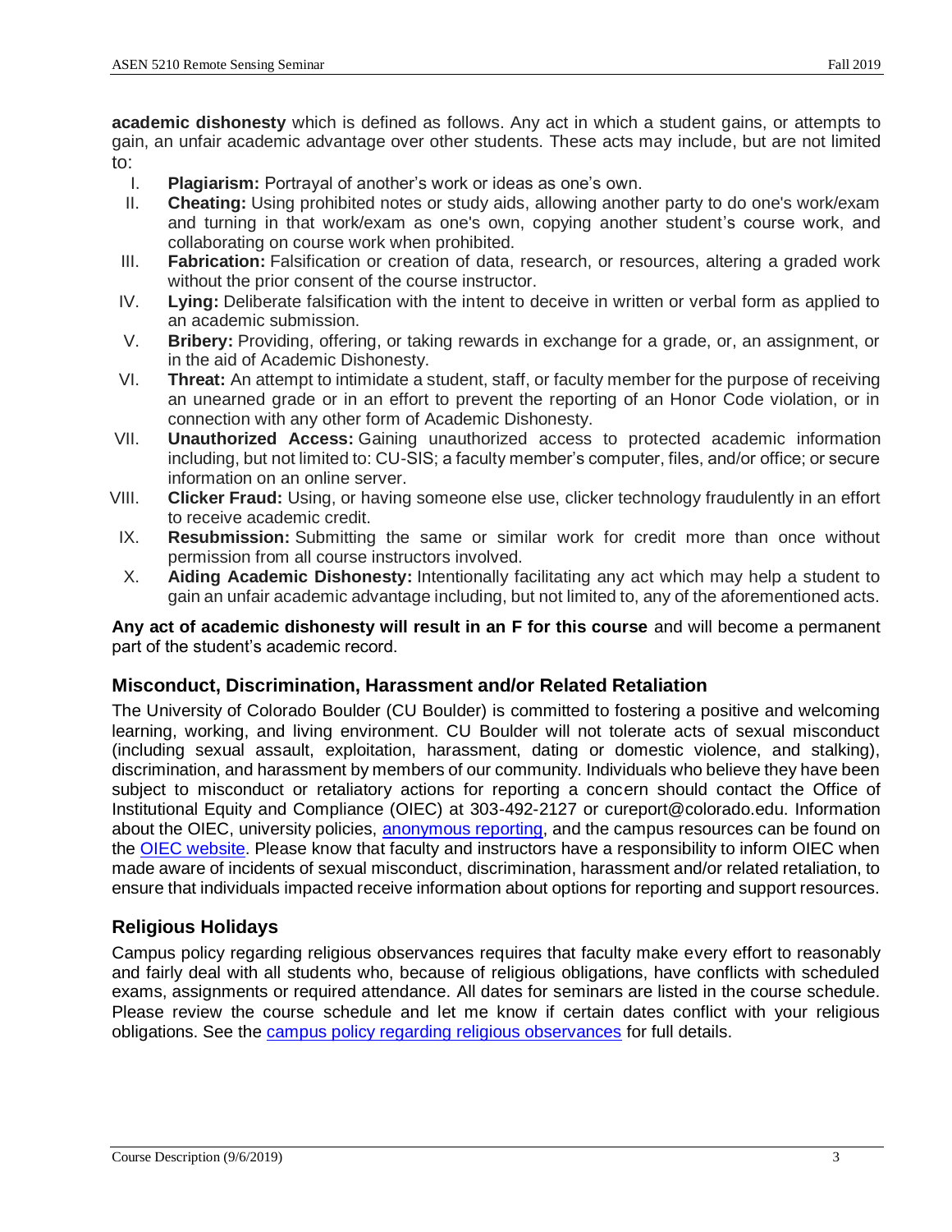**academic dishonesty** which is defined as follows. Any act in which a student gains, or attempts to gain, an unfair academic advantage over other students. These acts may include, but are not limited to:

I. **Plagiarism:** Portrayal of another's work or ideas as one's own.
II. **Cheating:** Using prohibited notes or study aids, allowing another party to do one's work/exam and turning in that work/exam as one's own, copying another student's course work, and collaborating on course work when prohibited.
III. **Fabrication:** Falsification or creation of data, research, or resources, altering a graded work without the prior consent of the course instructor.
IV. **Lying:** Deliberate falsification with the intent to deceive in written or verbal form as applied to an academic submission.
V. **Bribery:** Providing, offering, or taking rewards in exchange for a grade, or, an assignment, or in the aid of Academic Dishonesty.
VI. **Threat:** An attempt to intimidate a student, staff, or faculty member for the purpose of receiving an unearned grade or in an effort to prevent the reporting of an Honor Code violation, or in connection with any other form of Academic Dishonesty.
VII. **Unauthorized Access:** Gaining unauthorized access to protected academic information including, but not limited to: CU-SIS; a faculty member's computer, files, and/or office; or secure information on an online server.
VIII. **Clicker Fraud:** Using, or having someone else use, clicker technology fraudulently in an effort to receive academic credit.
IX. **Resubmission:** Submitting the same or similar work for credit more than once without permission from all course instructors involved.
X. **Aiding Academic Dishonesty:** Intentionally facilitating any act which may help a student to gain an unfair academic advantage including, but not limited to, any of the aforementioned acts.

**Any act of academic dishonesty will result in an F for this course** and will become a permanent part of the student's academic record.

## Misconduct, Discrimination, Harassment and/or Related Retaliation

The University of Colorado Boulder (CU Boulder) is committed to fostering a positive and welcoming learning, working, and living environment. CU Boulder will not tolerate acts of sexual misconduct (including sexual assault, exploitation, harassment, dating or domestic violence, and stalking), discrimination, and harassment by members of our community. Individuals who believe they have been subject to misconduct or retaliatory actions for reporting a concern should contact the Office of Institutional Equity and Compliance (OIEC) at 303-492-2127 or cureport@colorado.edu. Information about the OIEC, university policies, anonymous reporting, and the campus resources can be found on the OIEC website. Please know that faculty and instructors have a responsibility to inform OIEC when made aware of incidents of sexual misconduct, discrimination, harassment and/or related retaliation, to ensure that individuals impacted receive information about options for reporting and support resources.

## Religious Holidays

Campus policy regarding religious observances requires that faculty make every effort to reasonably and fairly deal with all students who, because of religious obligations, have conflicts with scheduled exams, assignments or required attendance. All dates for seminars are listed in the course schedule. Please review the course schedule and let me know if certain dates conflict with your religious obligations. See the campus policy regarding religious observances for full details.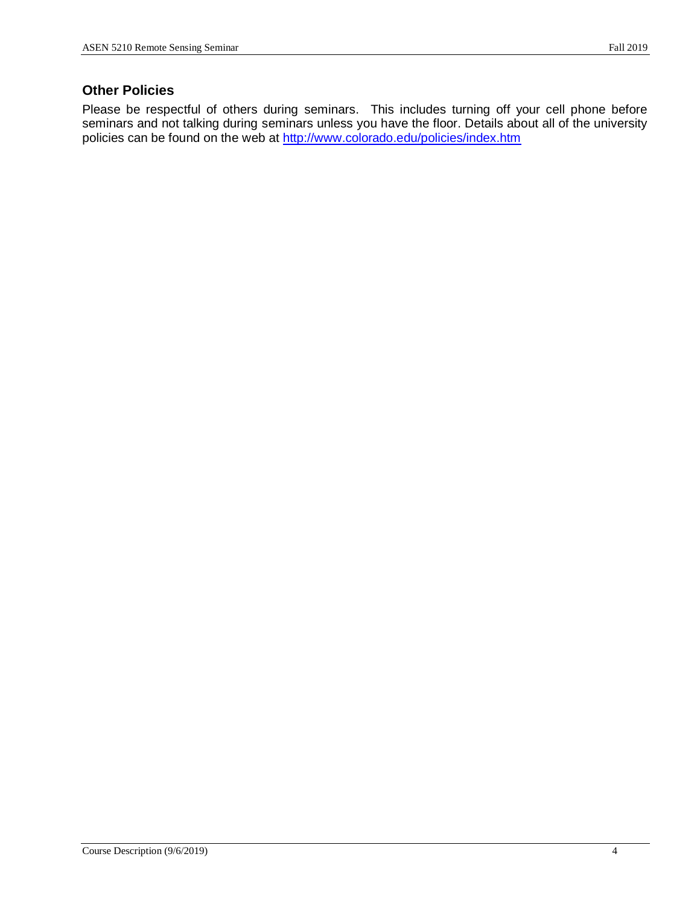## Other Policies

Please be respectful of others during seminars. This includes turning off your cell phone before seminars and not talking during seminars unless you have the floor. Details about all of the university policies can be found on the web at [http://www.colorado.edu/policies/index.htm](http://www.colorado.edu/policies/index.htm)